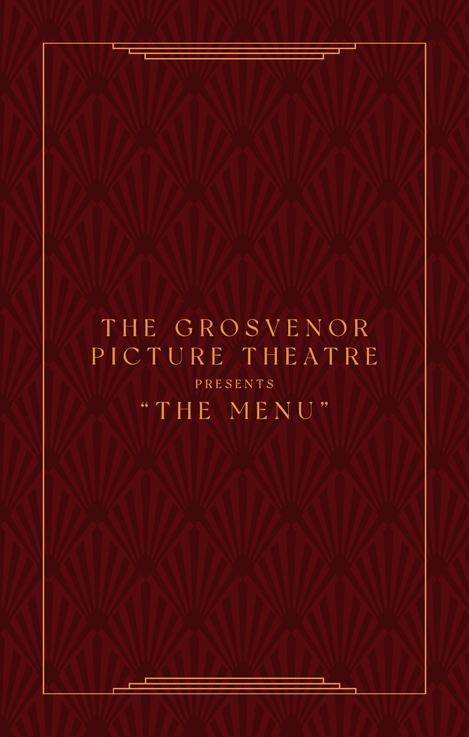# THE GROSVENOR PICTURE THEATRE

PRESENTS

## "THE MENU"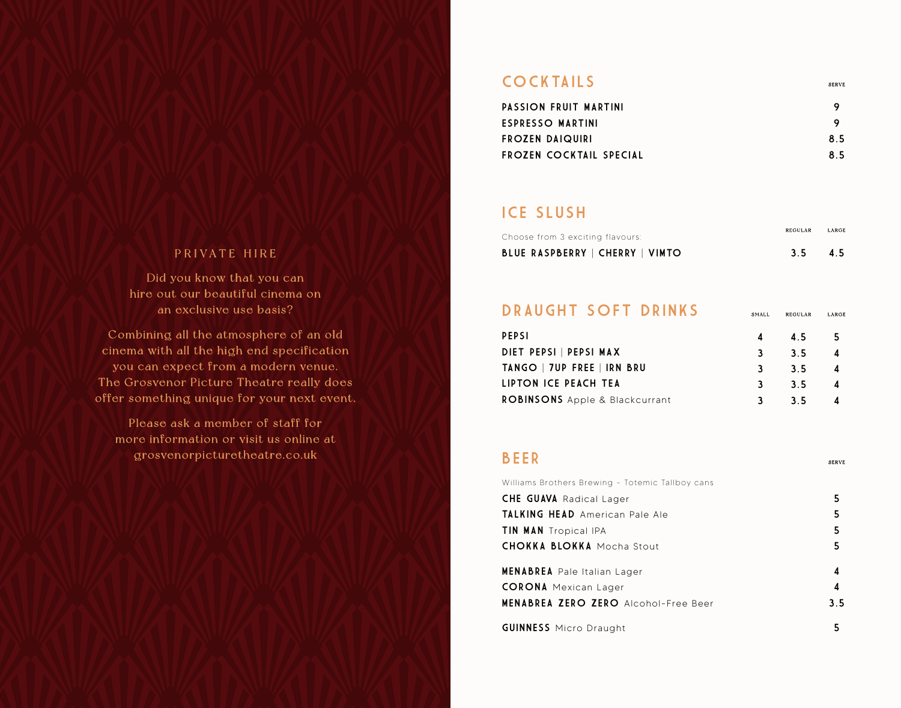## PRIVATE HIRE

Did you know that you can hire out our beautiful cinema on an exclusive use basis?

Combining all the atmosphere of an old cinema with all the high end specification you can expect from a modern venue. The Grosvenor Picture Theatre really does offer something unique for your next event.

Please ask a member of staff for more information or visit us online at grosvenorpicturetheatre.co.uk

## COCKTAILS

| | SERVE |
|---|---|
| **PASSION FRUIT MARTINI** | 9 |
| **ESPRESSO MARTINI** | 9 |
| **FROZEN DAIQUIRI** | 8.5 |
| **FROZEN COCKTAIL SPECIAL** | 8.5 |

## ICE SLUSH

Choose from 3 exciting flavours:

| | REGULAR | LARGE |
|---|---|---|
| **BLUE RASPBERRY \| CHERRY \| VIMTO** | 3.5 | 4.5 |

## DRAUGHT SOFT DRINKS

| | SMALL | REGULAR | LARGE |
|---|---|---|---|
| **PEPSI** | 4 | 4.5 | 5 |
| **DIET PEPSI \| PEPSI MAX** | 3 | 3.5 | 4 |
| **TANGO \| 7UP FREE \| IRN BRU** | 3 | 3.5 | 4 |
| **LIPTON ICE PEACH TEA** | 3 | 3.5 | 4 |
| **ROBINSONS** Apple & Blackcurrant | 3 | 3.5 | 4 |

## BEER

Williams Brothers Brewing - Totemic Tallboy cans

| | SERVE |
|---|---|
| **CHE GUAVA** Radical Lager | 5 |
| **TALKING HEAD** American Pale Ale | 5 |
| **TIN MAN** Tropical IPA | 5 |
| **CHOKKA BLOKKA** Mocha Stout | 5 |
| **MENABREA** Pale Italian Lager | 4 |
| **CORONA** Mexican Lager | 4 |
| **MENABREA ZERO ZERO** Alcohol-Free Beer | 3.5 |
| **GUINNESS** Micro Draught | 5 |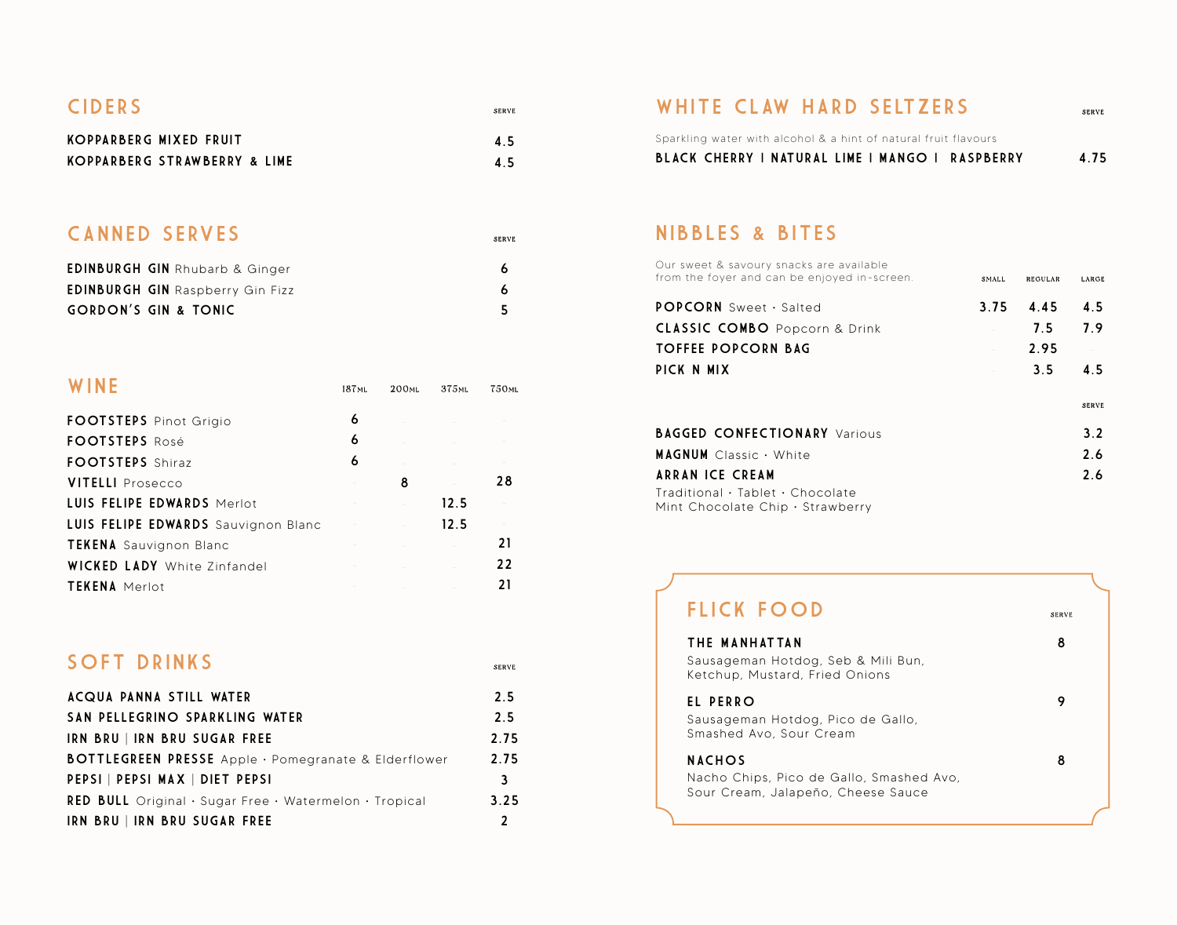## CIDERS

| | SERVE |
|---|---|
| **KOPPARBERG MIXED FRUIT** | 4.5 |
| **KOPPARBERG STRAWBERRY & LIME** | 4.5 |

## CANNED SERVES

| | SERVE |
|---|---|
| **EDINBURGH GIN** Rhubarb & Ginger | 6 |
| **EDINBURGH GIN** Raspberry Gin Fizz | 6 |
| **GORDON'S GIN & TONIC** | 5 |

## WINE

| | 187ML | 200ML | 375ML | 750ML |
|---|---|---|---|---|
| **FOOTSTEPS** Pinot Grigio | 6 | - | - | - |
| **FOOTSTEPS** Rosé | 6 | - | - | - |
| **FOOTSTEPS** Shiraz | 6 | - | - | - |
| **VITELLI** Prosecco | - | 8 | - | 28 |
| **LUIS FELIPE EDWARDS** Merlot | - | - | 12.5 | - |
| **LUIS FELIPE EDWARDS** Sauvignon Blanc | - | - | 12.5 | - |
| **TEKENA** Sauvignon Blanc | - | - | - | 21 |
| **WICKED LADY** White Zinfandel | - | - | - | 22 |
| **TEKENA** Merlot | - | - | - | 21 |

## SOFT DRINKS

| | SERVE |
|---|---|
| **ACQUA PANNA STILL WATER** | 2.5 |
| **SAN PELLEGRINO SPARKLING WATER** | 2.5 |
| **IRN BRU \| IRN BRU SUGAR FREE** | 2.75 |
| **BOTTLEGREEN PRESSE** Apple · Pomegranate & Elderflower | 2.75 |
| **PEPSI \| PEPSI MAX \| DIET PEPSI** | 3 |
| **RED BULL** Original · Sugar Free · Watermelon · Tropical | 3.25 |
| **IRN BRU \| IRN BRU SUGAR FREE** | 2 |

## WHITE CLAW HARD SELTZERS

Sparkling water with alcohol & a hint of natural fruit flavours

| | SERVE |
|---|---|
| **BLACK CHERRY I NATURAL LIME I MANGO I RASPBERRY** | 4.75 |

## NIBBLES & BITES

Our sweet & savoury snacks are available from the foyer and can be enjoyed in-screen.

| | SMALL | REGULAR | LARGE |
|---|---|---|---|
| **POPCORN** Sweet · Salted | 3.75 | 4.45 | 4.5 |
| **CLASSIC COMBO** Popcorn & Drink | - | 7.5 | 7.9 |
| **TOFFEE POPCORN BAG** | - | 2.95 | - |
| **PICK N MIX** | - | 3.5 | 4.5 |

| | SERVE |
|---|---|
| **BAGGED CONFECTIONARY** Various | 3.2 |
| **MAGNUM** Classic · White | 2.6 |
| **ARRAN ICE CREAM** Traditional · Tablet · Chocolate · Mint Chocolate Chip · Strawberry | 2.6 |

## FLICK FOOD

| | SERVE |
|---|---|
| **THE MANHATTAN** Sausageman Hotdog, Seb & Mili Bun, Ketchup, Mustard, Fried Onions | 8 |
| **EL PERRO** Sausageman Hotdog, Pico de Gallo, Smashed Avo, Sour Cream | 9 |
| **NACHOS** Nacho Chips, Pico de Gallo, Smashed Avo, Sour Cream, Jalapeño, Cheese Sauce | 8 |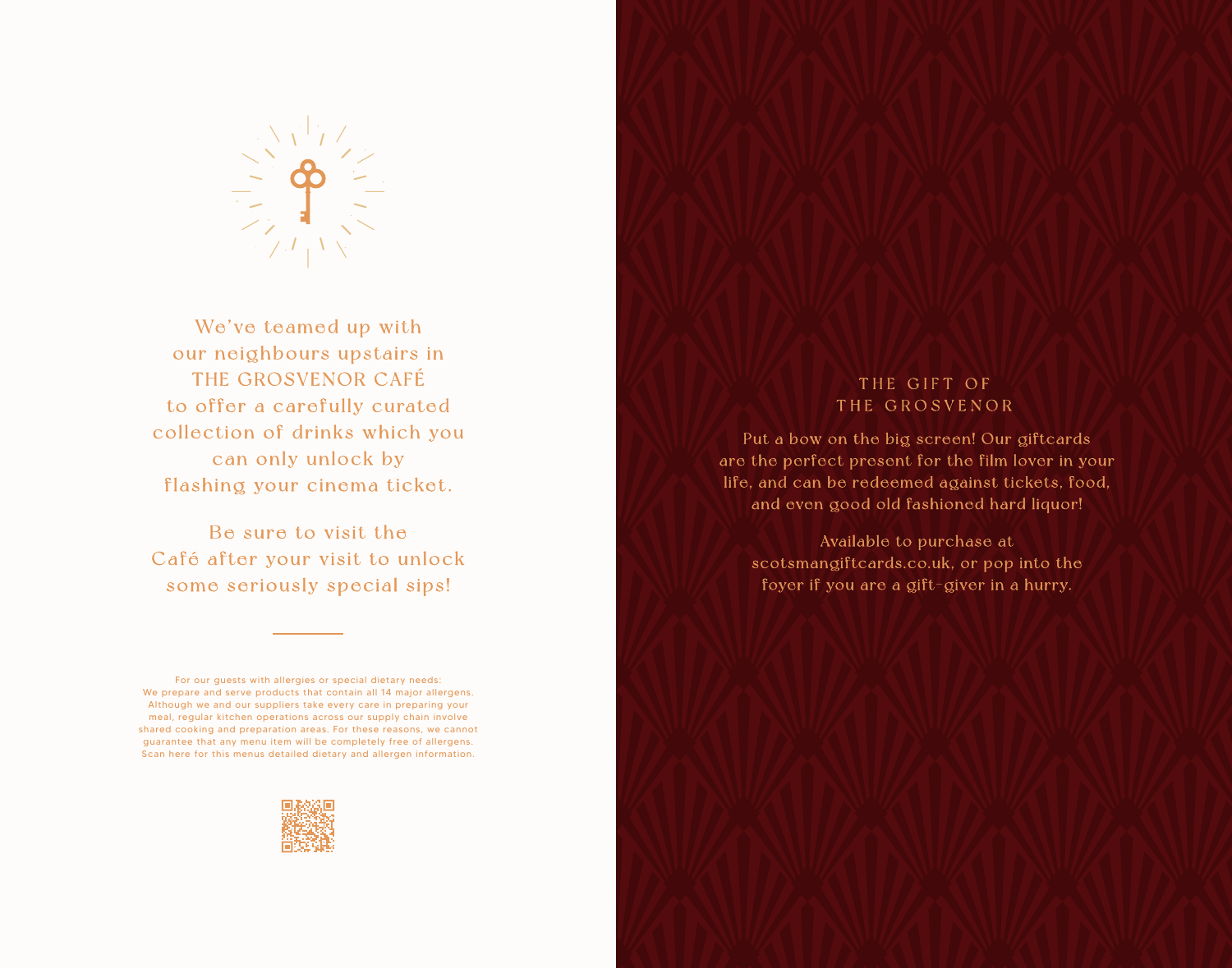We've teamed up with our neighbours upstairs in THE GROSVENOR CAFÉ to offer a carefully curated collection of drinks which you can only unlock by flashing your cinema ticket.

Be sure to visit the Café after your visit to unlock some seriously special sips!

---

For our guests with allergies or special dietary needs: We prepare and serve products that contain all 14 major allergens. Although we and our suppliers take every care in preparing your meal, regular kitchen operations across our supply chain involve shared cooking and preparation areas. For these reasons, we cannot guarantee that any menu item will be completely free of allergens. Scan here for this menus detailed dietary and allergen information.

## THE GIFT OF THE GROSVENOR

Put a bow on the big screen! Our giftcards are the perfect present for the film lover in your life, and can be redeemed against tickets, food, and even good old fashioned hard liquor!

Available to purchase at scotsmangiftcards.co.uk, or pop into the foyer if you are a gift-giver in a hurry.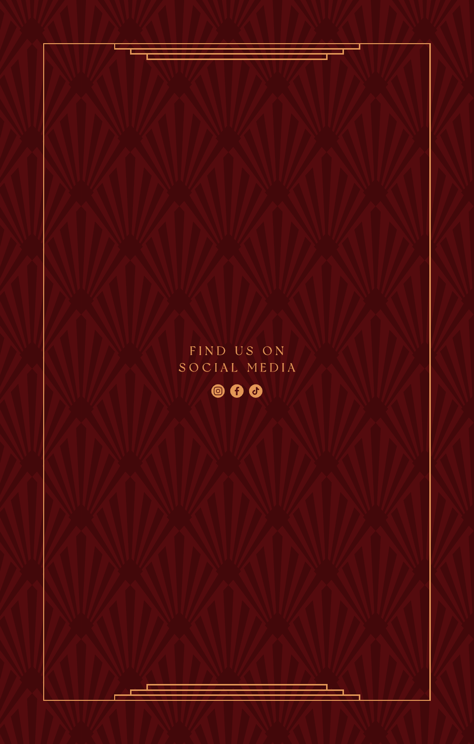FIND US ON
SOCIAL MEDIA